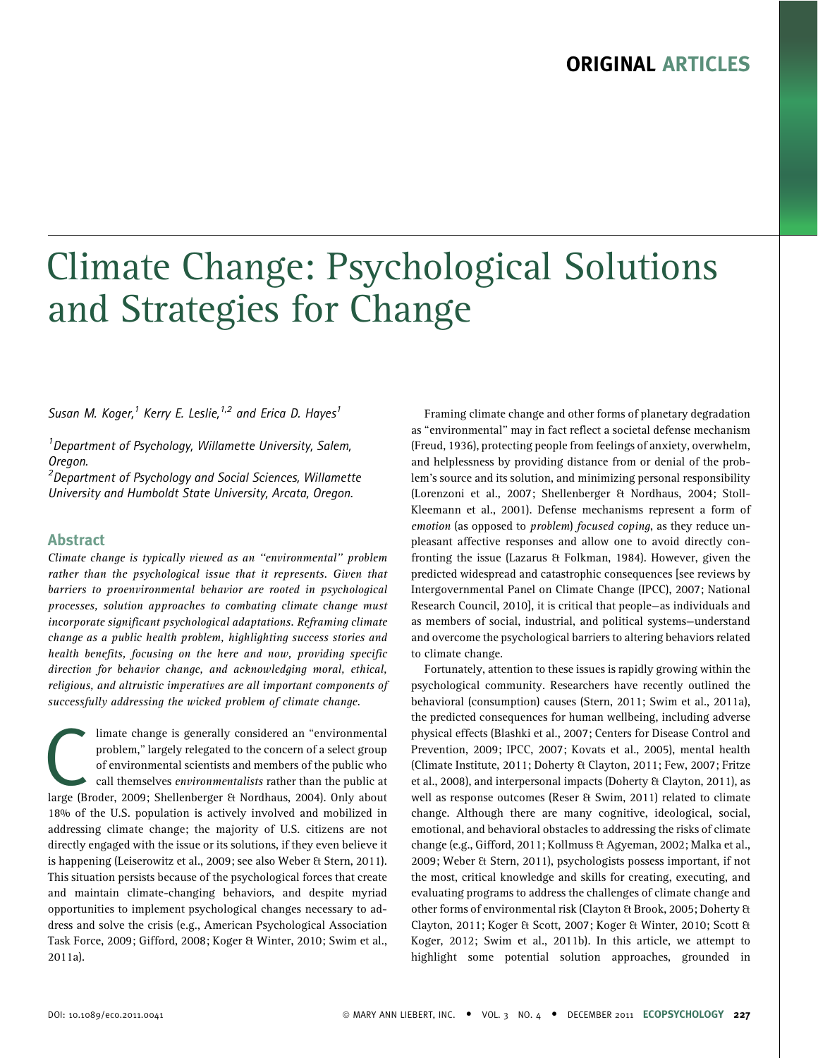ORIGINAL ARTICLES

# Climate Change: Psychological Solutions and Strategies for Change

*Susan M. Koger,[1] Kerry E. Leslie,[1,2] and Erica D. Hayes[1]*

[1]Department of Psychology, Willamette University, Salem, Oregon.

[2]Department of Psychology and Social Sciences, Willamette University and Humboldt State University, Arcata, Oregon.

## Abstract

*Climate change is typically viewed as an "environmental" problem rather than the psychological issue that it represents. Given that barriers to proenvironmental behavior are rooted in psychological processes, solution approaches to combating climate change must incorporate significant psychological adaptations. Reframing climate change as a public health problem, highlighting success stories and health benefits, focusing on the here and now, providing specific direction for behavior change, and acknowledging moral, ethical, religious, and altruistic imperatives are all important components of successfully addressing the wicked problem of climate change.*

Climate change is generally considered an "environmental problem," largely relegated to the concern of a select group of environmental scientists and members of the public who call themselves *environmentalists* rather than the public at large (Broder, 2009; Shellenberger & Nordhaus, 2004). Only about 18% of the U.S. population is actively involved and mobilized in addressing climate change; the majority of U.S. citizens are not directly engaged with the issue or its solutions, if they even believe it is happening (Leiserowitz et al., 2009; see also Weber & Stern, 2011). This situation persists because of the psychological forces that create and maintain climate-changing behaviors, and despite myriad opportunities to implement psychological changes necessary to address and solve the crisis (e.g., American Psychological Association Task Force, 2009; Gifford, 2008; Koger & Winter, 2010; Swim et al., 2011a).

Framing climate change and other forms of planetary degradation as "environmental" may in fact reflect a societal defense mechanism (Freud, 1936), protecting people from feelings of anxiety, overwhelm, and helplessness by providing distance from or denial of the problem's source and its solution, and minimizing personal responsibility (Lorenzoni et al., 2007; Shellenberger & Nordhaus, 2004; Stoll-Kleemann et al., 2001). Defense mechanisms represent a form of *emotion* (as opposed to *problem*) *focused coping*, as they reduce unpleasant affective responses and allow one to avoid directly confronting the issue (Lazarus & Folkman, 1984). However, given the predicted widespread and catastrophic consequences [see reviews by Intergovernmental Panel on Climate Change (IPCC), 2007; National Research Council, 2010], it is critical that people—as individuals and as members of social, industrial, and political systems—understand and overcome the psychological barriers to altering behaviors related to climate change.

Fortunately, attention to these issues is rapidly growing within the psychological community. Researchers have recently outlined the behavioral (consumption) causes (Stern, 2011; Swim et al., 2011a), the predicted consequences for human wellbeing, including adverse physical effects (Blashki et al., 2007; Centers for Disease Control and Prevention, 2009; IPCC, 2007; Kovats et al., 2005), mental health (Climate Institute, 2011; Doherty & Clayton, 2011; Few, 2007; Fritze et al., 2008), and interpersonal impacts (Doherty & Clayton, 2011), as well as response outcomes (Reser & Swim, 2011) related to climate change. Although there are many cognitive, ideological, social, emotional, and behavioral obstacles to addressing the risks of climate change (e.g., Gifford, 2011; Kollmuss & Agyeman, 2002; Malka et al., 2009; Weber & Stern, 2011), psychologists possess important, if not the most, critical knowledge and skills for creating, executing, and evaluating programs to address the challenges of climate change and other forms of environmental risk (Clayton & Brook, 2005; Doherty & Clayton, 2011; Koger & Scott, 2007; Koger & Winter, 2010; Scott & Koger, 2012; Swim et al., 2011b). In this article, we attempt to highlight some potential solution approaches, grounded in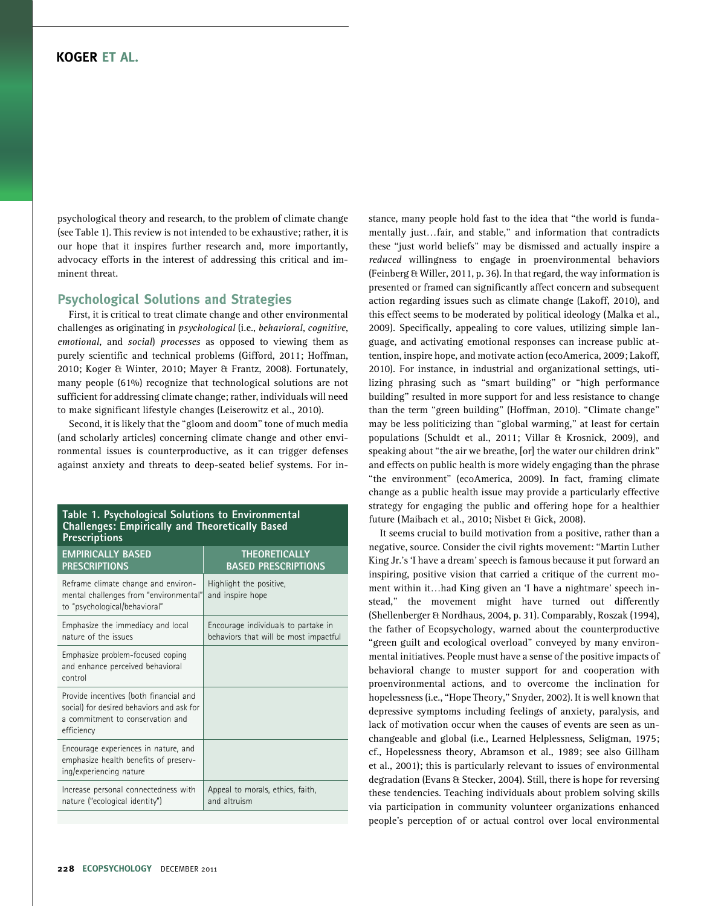psychological theory and research, to the problem of climate change (see Table 1). This review is not intended to be exhaustive; rather, it is our hope that it inspires further research and, more importantly, advocacy efforts in the interest of addressing this critical and imminent threat.

## Psychological Solutions and Strategies

First, it is critical to treat climate change and other environmental challenges as originating in *psychological* (i.e., *behavioral*, *cognitive*, *emotional*, and *social*) *processes* as opposed to viewing them as purely scientific and technical problems (Gifford, 2011; Hoffman, 2010; Koger & Winter, 2010; Mayer & Frantz, 2008). Fortunately, many people (61%) recognize that technological solutions are not sufficient for addressing climate change; rather, individuals will need to make significant lifestyle changes (Leiserowitz et al., 2010).

Second, it is likely that the "gloom and doom" tone of much media (and scholarly articles) concerning climate change and other environmental issues is counterproductive, as it can trigger defenses against anxiety and threats to deep-seated belief systems. For instance, many people hold fast to the idea that "the world is fundamentally just…fair, and stable," and information that contradicts these "just world beliefs" may be dismissed and actually inspire a *reduced* willingness to engage in proenvironmental behaviors (Feinberg & Willer, 2011, p. 36). In that regard, the way information is presented or framed can significantly affect concern and subsequent action regarding issues such as climate change (Lakoff, 2010), and this effect seems to be moderated by political ideology (Malka et al., 2009). Specifically, appealing to core values, utilizing simple language, and activating emotional responses can increase public attention, inspire hope, and motivate action (ecoAmerica, 2009; Lakoff, 2010). For instance, in industrial and organizational settings, utilizing phrasing such as "smart building" or "high performance building" resulted in more support for and less resistance to change than the term "green building" (Hoffman, 2010). "Climate change" may be less politicizing than "global warming," at least for certain populations (Schuldt et al., 2011; Villar & Krosnick, 2009), and speaking about "the air we breathe, [or] the water our children drink" and effects on public health is more widely engaging than the phrase "the environment" (ecoAmerica, 2009). In fact, framing climate change as a public health issue may provide a particularly effective strategy for engaging the public and offering hope for a healthier future (Maibach et al., 2010; Nisbet & Gick, 2008).

**Table 1. Psychological Solutions to Environmental Challenges: Empirically and Theoretically Based Prescriptions**

| EMPIRICALLY BASED PRESCRIPTIONS | THEORETICALLY BASED PRESCRIPTIONS |
|---|---|
| Reframe climate change and environmental challenges from "environmental" to "psychological/behavioral" | Highlight the positive, and inspire hope |
| Emphasize the immediacy and local nature of the issues | Encourage individuals to partake in behaviors that will be most impactful |
| Emphasize problem-focused coping and enhance perceived behavioral control | |
| Provide incentives (both financial and social) for desired behaviors and ask for a commitment to conservation and efficiency | |
| Encourage experiences in nature, and emphasize health benefits of preserving/experiencing nature | |
| Increase personal connectedness with nature ("ecological identity") | Appeal to morals, ethics, faith, and altruism |

It seems crucial to build motivation from a positive, rather than a negative, source. Consider the civil rights movement: "Martin Luther King Jr.'s 'I have a dream' speech is famous because it put forward an inspiring, positive vision that carried a critique of the current moment within it…had King given an 'I have a nightmare' speech instead," the movement might have turned out differently (Shellenberger & Nordhaus, 2004, p. 31). Comparably, Roszak (1994), the father of Ecopsychology, warned about the counterproductive "green guilt and ecological overload" conveyed by many environmental initiatives. People must have a sense of the positive impacts of behavioral change to muster support for and cooperation with proenvironmental actions, and to overcome the inclination for hopelessness (i.e., "Hope Theory," Snyder, 2002). It is well known that depressive symptoms including feelings of anxiety, paralysis, and lack of motivation occur when the causes of events are seen as unchangeable and global (i.e., Learned Helplessness, Seligman, 1975; cf., Hopelessness theory, Abramson et al., 1989; see also Gillham et al., 2001); this is particularly relevant to issues of environmental degradation (Evans & Stecker, 2004). Still, there is hope for reversing these tendencies. Teaching individuals about problem solving skills via participation in community volunteer organizations enhanced people's perception of or actual control over local environmental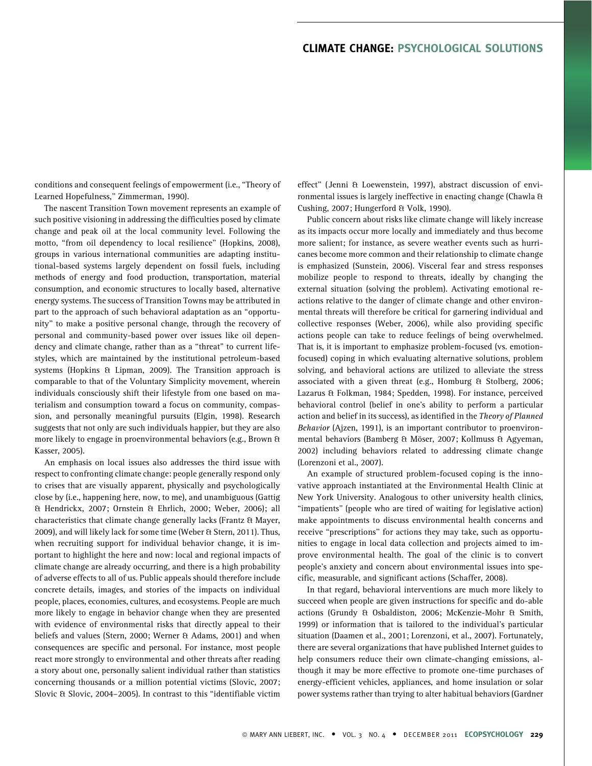conditions and consequent feelings of empowerment (i.e., "Theory of Learned Hopefulness," Zimmerman, 1990).

The nascent Transition Town movement represents an example of such positive visioning in addressing the difficulties posed by climate change and peak oil at the local community level. Following the motto, "from oil dependency to local resilience" (Hopkins, 2008), groups in various international communities are adapting institutional-based systems largely dependent on fossil fuels, including methods of energy and food production, transportation, material consumption, and economic structures to locally based, alternative energy systems. The success of Transition Towns may be attributed in part to the approach of such behavioral adaptation as an "opportunity" to make a positive personal change, through the recovery of personal and community-based power over issues like oil dependency and climate change, rather than as a "threat" to current lifestyles, which are maintained by the institutional petroleum-based systems (Hopkins & Lipman, 2009). The Transition approach is comparable to that of the Voluntary Simplicity movement, wherein individuals consciously shift their lifestyle from one based on materialism and consumption toward a focus on community, compassion, and personally meaningful pursuits (Elgin, 1998). Research suggests that not only are such individuals happier, but they are also more likely to engage in proenvironmental behaviors (e.g., Brown & Kasser, 2005).

An emphasis on local issues also addresses the third issue with respect to confronting climate change: people generally respond only to crises that are visually apparent, physically and psychologically close by (i.e., happening here, now, to me), and unambiguous (Gattig & Hendrickx, 2007; Ornstein & Ehrlich, 2000; Weber, 2006); all characteristics that climate change generally lacks (Frantz & Mayer, 2009), and will likely lack for some time (Weber & Stern, 2011). Thus, when recruiting support for individual behavior change, it is important to highlight the here and now: local and regional impacts of climate change are already occurring, and there is a high probability of adverse effects to all of us. Public appeals should therefore include concrete details, images, and stories of the impacts on individual people, places, economies, cultures, and ecosystems. People are much more likely to engage in behavior change when they are presented with evidence of environmental risks that directly appeal to their beliefs and values (Stern, 2000; Werner & Adams, 2001) and when consequences are specific and personal. For instance, most people react more strongly to environmental and other threats after reading a story about one, personally salient individual rather than statistics concerning thousands or a million potential victims (Slovic, 2007; Slovic & Slovic, 2004–2005). In contrast to this "identifiable victim effect" (Jenni & Loewenstein, 1997), abstract discussion of environmental issues is largely ineffective in enacting change (Chawla & Cushing, 2007; Hungerford & Volk, 1990).

Public concern about risks like climate change will likely increase as its impacts occur more locally and immediately and thus become more salient; for instance, as severe weather events such as hurricanes become more common and their relationship to climate change is emphasized (Sunstein, 2006). Visceral fear and stress responses mobilize people to respond to threats, ideally by changing the external situation (solving the problem). Activating emotional reactions relative to the danger of climate change and other environmental threats will therefore be critical for garnering individual and collective responses (Weber, 2006), while also providing specific actions people can take to reduce feelings of being overwhelmed. That is, it is important to emphasize problem-focused (vs. emotion-focused) coping in which evaluating alternative solutions, problem solving, and behavioral actions are utilized to alleviate the stress associated with a given threat (e.g., Homburg & Stolberg, 2006; Lazarus & Folkman, 1984; Spedden, 1998). For instance, perceived behavioral control (belief in one's ability to perform a particular action and belief in its success), as identified in the *Theory of Planned Behavior* (Ajzen, 1991), is an important contributor to proenvironmental behaviors (Bamberg & Möser, 2007; Kollmuss & Agyeman, 2002) including behaviors related to addressing climate change (Lorenzoni et al., 2007).

An example of structured problem-focused coping is the innovative approach instantiated at the Environmental Health Clinic at New York University. Analogous to other university health clinics, "impatients" (people who are tired of waiting for legislative action) make appointments to discuss environmental health concerns and receive "prescriptions" for actions they may take, such as opportunities to engage in local data collection and projects aimed to improve environmental health. The goal of the clinic is to convert people's anxiety and concern about environmental issues into specific, measurable, and significant actions (Schaffer, 2008).

In that regard, behavioral interventions are much more likely to succeed when people are given instructions for specific and do-able actions (Grundy & Osbaldiston, 2006; McKenzie-Mohr & Smith, 1999) or information that is tailored to the individual's particular situation (Daamen et al., 2001; Lorenzoni, et al., 2007). Fortunately, there are several organizations that have published Internet guides to help consumers reduce their own climate-changing emissions, although it may be more effective to promote one-time purchases of energy-efficient vehicles, appliances, and home insulation or solar power systems rather than trying to alter habitual behaviors (Gardner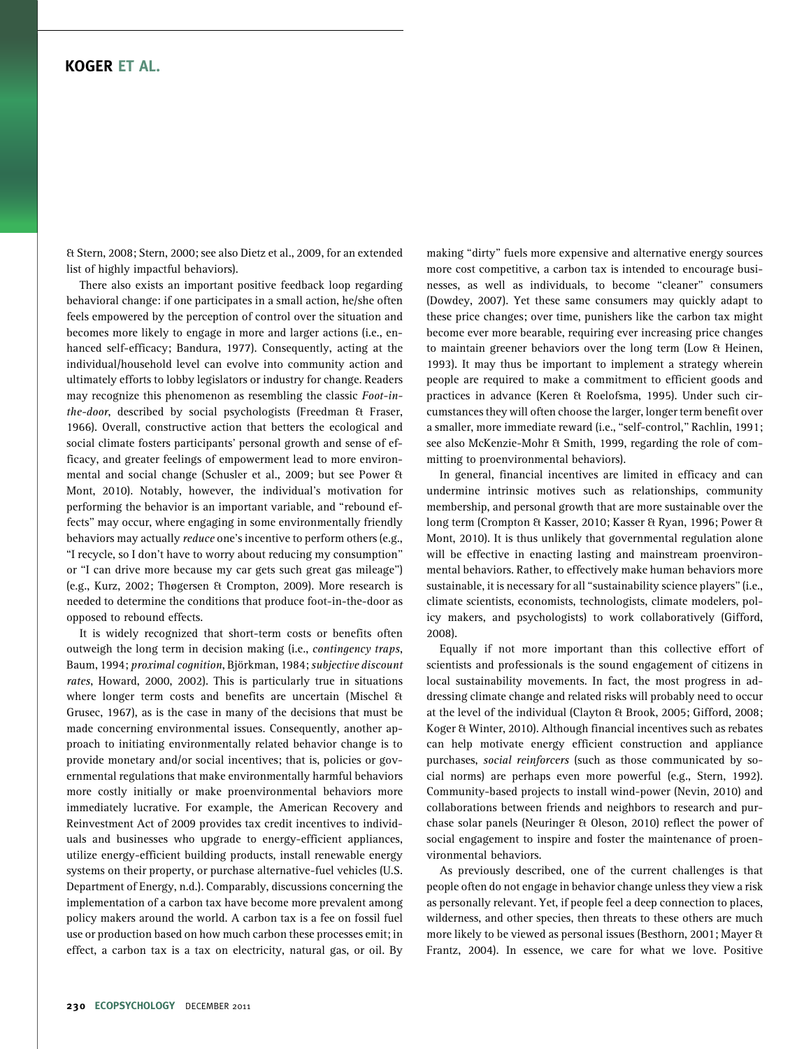& Stern, 2008; Stern, 2000; see also Dietz et al., 2009, for an extended list of highly impactful behaviors).

There also exists an important positive feedback loop regarding behavioral change: if one participates in a small action, he/she often feels empowered by the perception of control over the situation and becomes more likely to engage in more and larger actions (i.e., enhanced self-efficacy; Bandura, 1977). Consequently, acting at the individual/household level can evolve into community action and ultimately efforts to lobby legislators or industry for change. Readers may recognize this phenomenon as resembling the classic *Foot-in-the-door*, described by social psychologists (Freedman & Fraser, 1966). Overall, constructive action that betters the ecological and social climate fosters participants' personal growth and sense of efficacy, and greater feelings of empowerment lead to more environmental and social change (Schusler et al., 2009; but see Power & Mont, 2010). Notably, however, the individual's motivation for performing the behavior is an important variable, and "rebound effects" may occur, where engaging in some environmentally friendly behaviors may actually *reduce* one's incentive to perform others (e.g., "I recycle, so I don't have to worry about reducing my consumption" or "I can drive more because my car gets such great gas mileage") (e.g., Kurz, 2002; Thøgersen & Crompton, 2009). More research is needed to determine the conditions that produce foot-in-the-door as opposed to rebound effects.

It is widely recognized that short-term costs or benefits often outweigh the long term in decision making (i.e., *contingency traps*, Baum, 1994; *proximal cognition*, Björkman, 1984; *subjective discount rates*, Howard, 2000, 2002). This is particularly true in situations where longer term costs and benefits are uncertain (Mischel & Grusec, 1967), as is the case in many of the decisions that must be made concerning environmental issues. Consequently, another approach to initiating environmentally related behavior change is to provide monetary and/or social incentives; that is, policies or governmental regulations that make environmentally harmful behaviors more costly initially or make proenvironmental behaviors more immediately lucrative. For example, the American Recovery and Reinvestment Act of 2009 provides tax credit incentives to individuals and businesses who upgrade to energy-efficient appliances, utilize energy-efficient building products, install renewable energy systems on their property, or purchase alternative-fuel vehicles (U.S. Department of Energy, n.d.). Comparably, discussions concerning the implementation of a carbon tax have become more prevalent among policy makers around the world. A carbon tax is a fee on fossil fuel use or production based on how much carbon these processes emit; in effect, a carbon tax is a tax on electricity, natural gas, or oil. By making "dirty" fuels more expensive and alternative energy sources more cost competitive, a carbon tax is intended to encourage businesses, as well as individuals, to become "cleaner" consumers (Dowdey, 2007). Yet these same consumers may quickly adapt to these price changes; over time, punishers like the carbon tax might become ever more bearable, requiring ever increasing price changes to maintain greener behaviors over the long term (Low & Heinen, 1993). It may thus be important to implement a strategy wherein people are required to make a commitment to efficient goods and practices in advance (Keren & Roelofsma, 1995). Under such circumstances they will often choose the larger, longer term benefit over a smaller, more immediate reward (i.e., "self-control," Rachlin, 1991; see also McKenzie-Mohr & Smith, 1999, regarding the role of committing to proenvironmental behaviors).

In general, financial incentives are limited in efficacy and can undermine intrinsic motives such as relationships, community membership, and personal growth that are more sustainable over the long term (Crompton & Kasser, 2010; Kasser & Ryan, 1996; Power & Mont, 2010). It is thus unlikely that governmental regulation alone will be effective in enacting lasting and mainstream proenvironmental behaviors. Rather, to effectively make human behaviors more sustainable, it is necessary for all "sustainability science players" (i.e., climate scientists, economists, technologists, climate modelers, policy makers, and psychologists) to work collaboratively (Gifford, 2008).

Equally if not more important than this collective effort of scientists and professionals is the sound engagement of citizens in local sustainability movements. In fact, the most progress in addressing climate change and related risks will probably need to occur at the level of the individual (Clayton & Brook, 2005; Gifford, 2008; Koger & Winter, 2010). Although financial incentives such as rebates can help motivate energy efficient construction and appliance purchases, *social reinforcers* (such as those communicated by social norms) are perhaps even more powerful (e.g., Stern, 1992). Community-based projects to install wind-power (Nevin, 2010) and collaborations between friends and neighbors to research and purchase solar panels (Neuringer & Oleson, 2010) reflect the power of social engagement to inspire and foster the maintenance of proenvironmental behaviors.

As previously described, one of the current challenges is that people often do not engage in behavior change unless they view a risk as personally relevant. Yet, if people feel a deep connection to places, wilderness, and other species, then threats to these others are much more likely to be viewed as personal issues (Besthorn, 2001; Mayer & Frantz, 2004). In essence, we care for what we love. Positive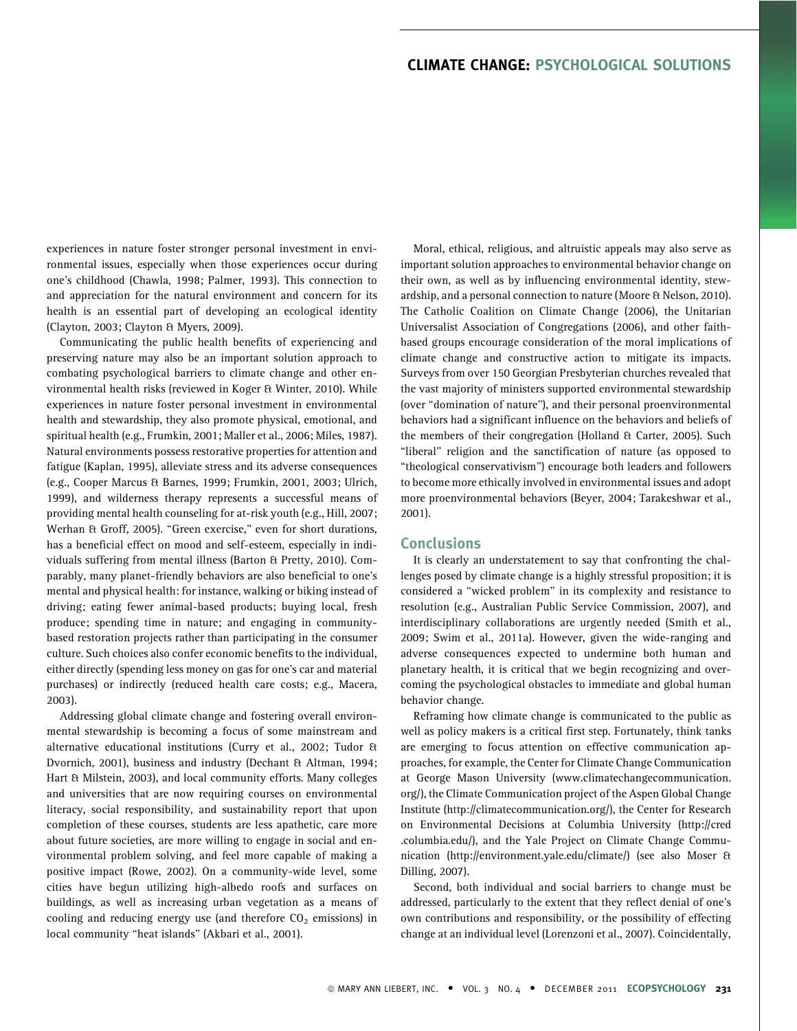experiences in nature foster stronger personal investment in environmental issues, especially when those experiences occur during one's childhood (Chawla, 1998; Palmer, 1993). This connection to and appreciation for the natural environment and concern for its health is an essential part of developing an ecological identity (Clayton, 2003; Clayton & Myers, 2009).

Communicating the public health benefits of experiencing and preserving nature may also be an important solution approach to combating psychological barriers to climate change and other environmental health risks (reviewed in Koger & Winter, 2010). While experiences in nature foster personal investment in environmental health and stewardship, they also promote physical, emotional, and spiritual health (e.g., Frumkin, 2001; Maller et al., 2006; Miles, 1987). Natural environments possess restorative properties for attention and fatigue (Kaplan, 1995), alleviate stress and its adverse consequences (e.g., Cooper Marcus & Barnes, 1999; Frumkin, 2001, 2003; Ulrich, 1999), and wilderness therapy represents a successful means of providing mental health counseling for at-risk youth (e.g., Hill, 2007; Werhan & Groff, 2005). "Green exercise," even for short durations, has a beneficial effect on mood and self-esteem, especially in individuals suffering from mental illness (Barton & Pretty, 2010). Comparably, many planet-friendly behaviors are also beneficial to one's mental and physical health: for instance, walking or biking instead of driving; eating fewer animal-based products; buying local, fresh produce; spending time in nature; and engaging in community-based restoration projects rather than participating in the consumer culture. Such choices also confer economic benefits to the individual, either directly (spending less money on gas for one's car and material purchases) or indirectly (reduced health care costs; e.g., Macera, 2003).

Addressing global climate change and fostering overall environmental stewardship is becoming a focus of some mainstream and alternative educational institutions (Curry et al., 2002; Tudor & Dvornich, 2001), business and industry (Dechant & Altman, 1994; Hart & Milstein, 2003), and local community efforts. Many colleges and universities that are now requiring courses on environmental literacy, social responsibility, and sustainability report that upon completion of these courses, students are less apathetic, care more about future societies, are more willing to engage in social and environmental problem solving, and feel more capable of making a positive impact (Rowe, 2002). On a community-wide level, some cities have begun utilizing high-albedo roofs and surfaces on buildings, as well as increasing urban vegetation as a means of cooling and reducing energy use (and therefore $CO_2$ emissions) in local community "heat islands" (Akbari et al., 2001).

Moral, ethical, religious, and altruistic appeals may also serve as important solution approaches to environmental behavior change on their own, as well as by influencing environmental identity, stewardship, and a personal connection to nature (Moore & Nelson, 2010). The Catholic Coalition on Climate Change (2006), the Unitarian Universalist Association of Congregations (2006), and other faith-based groups encourage consideration of the moral implications of climate change and constructive action to mitigate its impacts. Surveys from over 150 Georgian Presbyterian churches revealed that the vast majority of ministers supported environmental stewardship (over "domination of nature"), and their personal proenvironmental behaviors had a significant influence on the behaviors and beliefs of the members of their congregation (Holland & Carter, 2005). Such "liberal" religion and the sanctification of nature (as opposed to "theological conservativism") encourage both leaders and followers to become more ethically involved in environmental issues and adopt more proenvironmental behaviors (Beyer, 2004; Tarakeshwar et al., 2001).

## Conclusions

It is clearly an understatement to say that confronting the challenges posed by climate change is a highly stressful proposition; it is considered a "wicked problem" in its complexity and resistance to resolution (e.g., Australian Public Service Commission, 2007), and interdisciplinary collaborations are urgently needed (Smith et al., 2009; Swim et al., 2011a). However, given the wide-ranging and adverse consequences expected to undermine both human and planetary health, it is critical that we begin recognizing and overcoming the psychological obstacles to immediate and global human behavior change.

Reframing how climate change is communicated to the public as well as policy makers is a critical first step. Fortunately, think tanks are emerging to focus attention on effective communication approaches, for example, the Center for Climate Change Communication at George Mason University (www.climatechangecommunication.org/), the Climate Communication project of the Aspen Global Change Institute (http://climatecommunication.org/), the Center for Research on Environmental Decisions at Columbia University (http://cred.columbia.edu/), and the Yale Project on Climate Change Communication (http://environment.yale.edu/climate/) (see also Moser & Dilling, 2007).

Second, both individual and social barriers to change must be addressed, particularly to the extent that they reflect denial of one's own contributions and responsibility, or the possibility of effecting change at an individual level (Lorenzoni et al., 2007). Coincidentally,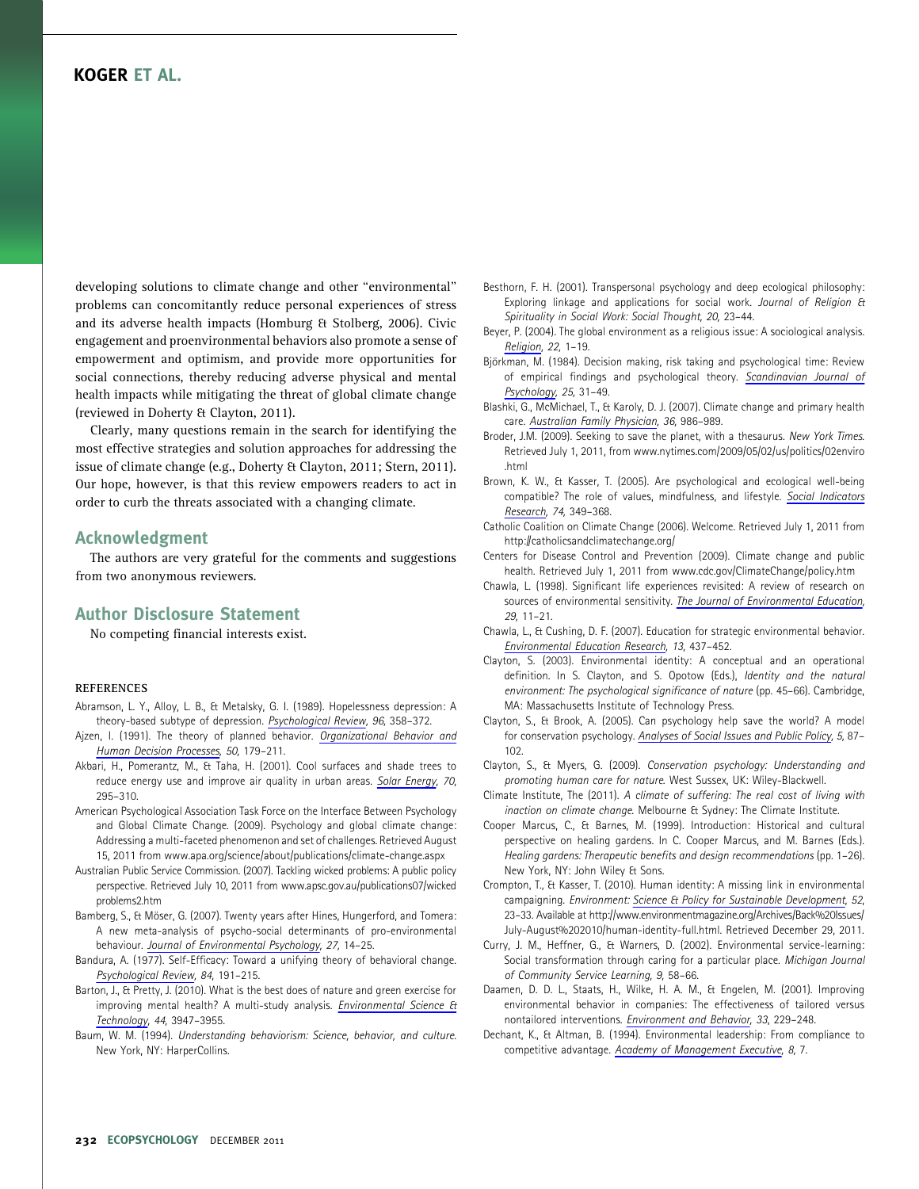developing solutions to climate change and other "environmental" problems can concomitantly reduce personal experiences of stress and its adverse health impacts (Homburg & Stolberg, 2006). Civic engagement and proenvironmental behaviors also promote a sense of empowerment and optimism, and provide more opportunities for social connections, thereby reducing adverse physical and mental health impacts while mitigating the threat of global climate change (reviewed in Doherty & Clayton, 2011).

Clearly, many questions remain in the search for identifying the most effective strategies and solution approaches for addressing the issue of climate change (e.g., Doherty & Clayton, 2011; Stern, 2011). Our hope, however, is that this review empowers readers to act in order to curb the threats associated with a changing climate.

## Acknowledgment

The authors are very grateful for the comments and suggestions from two anonymous reviewers.

## Author Disclosure Statement

No competing financial interests exist.

### REFERENCES

Abramson, L. Y., Alloy, L. B., & Metalsky, G. I. (1989). Hopelessness depression: A theory-based subtype of depression. *Psychological Review, 96*, 358–372.

Ajzen, I. (1991). The theory of planned behavior. *Organizational Behavior and Human Decision Processes, 50*, 179–211.

Akbari, H., Pomerantz, M., & Taha, H. (2001). Cool surfaces and shade trees to reduce energy use and improve air quality in urban areas. *Solar Energy, 70*, 295–310.

American Psychological Association Task Force on the Interface Between Psychology and Global Climate Change. (2009). Psychology and global climate change: Addressing a multi-faceted phenomenon and set of challenges. Retrieved August 15, 2011 from www.apa.org/science/about/publications/climate-change.aspx

Australian Public Service Commission. (2007). Tackling wicked problems: A public policy perspective. Retrieved July 10, 2011 from www.apsc.gov.au/publications07/wickedproblems2.htm

Bamberg, S., & Möser, G. (2007). Twenty years after Hines, Hungerford, and Tomera: A new meta-analysis of psycho-social determinants of pro-environmental behaviour. *Journal of Environmental Psychology, 27*, 14–25.

Bandura, A. (1977). Self-Efficacy: Toward a unifying theory of behavioral change. *Psychological Review, 84*, 191–215.

Barton, J., & Pretty, J. (2010). What is the best does of nature and green exercise for improving mental health? A multi-study analysis. *Environmental Science & Technology, 44*, 3947–3955.

Baum, W. M. (1994). *Understanding behaviorism: Science, behavior, and culture*. New York, NY: HarperCollins.

Besthorn, F. H. (2001). Transpersonal psychology and deep ecological philosophy: Exploring linkage and applications for social work. *Journal of Religion & Spirituality in Social Work: Social Thought, 20*, 23–44.

Beyer, P. (2004). The global environment as a religious issue: A sociological analysis. *Religion, 22*, 1–19.

Björkman, M. (1984). Decision making, risk taking and psychological time: Review of empirical findings and psychological theory. *Scandinavian Journal of Psychology, 25*, 31–49.

Blashki, G., McMichael, T., & Karoly, D. J. (2007). Climate change and primary health care. *Australian Family Physician, 36*, 986–989.

Broder, J.M. (2009). Seeking to save the planet, with a thesaurus. *New York Times*. Retrieved July 1, 2011, from www.nytimes.com/2009/05/02/us/politics/02enviro.html

Brown, K. W., & Kasser, T. (2005). Are psychological and ecological well-being compatible? The role of values, mindfulness, and lifestyle. *Social Indicators Research, 74*, 349–368.

Catholic Coalition on Climate Change (2006). Welcome. Retrieved July 1, 2011 from http://catholicsandclimatechange.org/

Centers for Disease Control and Prevention (2009). Climate change and public health. Retrieved July 1, 2011 from www.cdc.gov/ClimateChange/policy.htm

Chawla, L. (1998). Significant life experiences revisited: A review of research on sources of environmental sensitivity. *The Journal of Environmental Education, 29*, 11–21.

Chawla, L., & Cushing, D. F. (2007). Education for strategic environmental behavior. *Environmental Education Research, 13*, 437–452.

Clayton, S. (2003). Environmental identity: A conceptual and an operational definition. In S. Clayton, and S. Opotow (Eds.), *Identity and the natural environment: The psychological significance of nature* (pp. 45–66). Cambridge, MA: Massachusetts Institute of Technology Press.

Clayton, S., & Brook, A. (2005). Can psychology help save the world? A model for conservation psychology. *Analyses of Social Issues and Public Policy, 5*, 87–102.

Clayton, S., & Myers, G. (2009). *Conservation psychology: Understanding and promoting human care for nature*. West Sussex, UK: Wiley-Blackwell.

Climate Institute, The (2011). *A climate of suffering: The real cost of living with inaction on climate change*. Melbourne & Sydney: The Climate Institute.

Cooper Marcus, C., & Barnes, M. (1999). Introduction: Historical and cultural perspective on healing gardens. In C. Cooper Marcus, and M. Barnes (Eds.). *Healing gardens: Therapeutic benefits and design recommendations* (pp. 1–26). New York, NY: John Wiley & Sons.

Crompton, T., & Kasser, T. (2010). Human identity: A missing link in environmental campaigning. *Environment: Science & Policy for Sustainable Development, 52*, 23–33. Available at http://www.environmentmagazine.org/Archives/Back%20Issues/July-August%202010/human-identity-full.html. Retrieved December 29, 2011.

Curry, J. M., Heffner, G., & Warners, D. (2002). Environmental service-learning: Social transformation through caring for a particular place. *Michigan Journal of Community Service Learning, 9*, 58–66.

Daamen, D. D. L., Staats, H., Wilke, H. A. M., & Engelen, M. (2001). Improving environmental behavior in companies: The effectiveness of tailored versus nontailored interventions. *Environment and Behavior, 33*, 229–248.

Dechant, K., & Altman, B. (1994). Environmental leadership: From compliance to competitive advantage. *Academy of Management Executive, 8*, 7.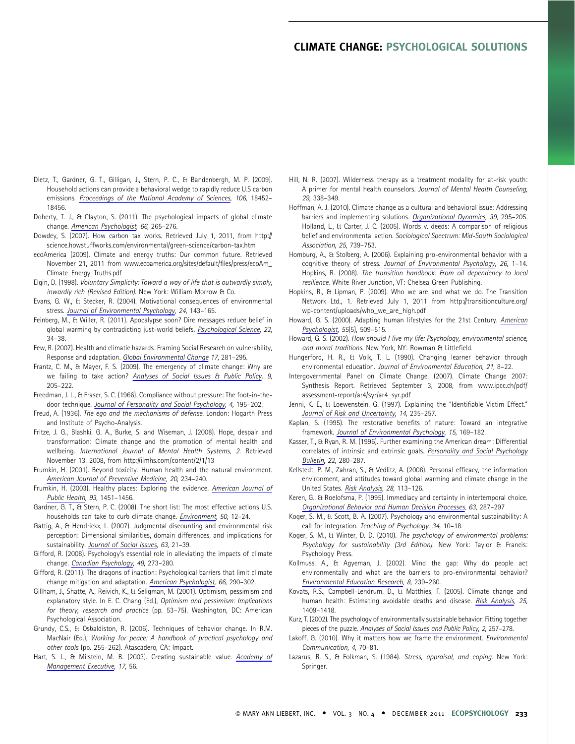Dietz, T., Gardner, G. T., Gilligan, J., Stern, P. C., & Bandenbergh, M. P. (2009). Household actions can provide a behavioral wedge to rapidly reduce U.S carbon emissions. *Proceedings of the National Academy of Sciences, 106,* 18452–18456.

Doherty, T. J., & Clayton, S. (2011). The psychological impacts of global climate change. *American Psychologist, 66,* 265–276.

Dowdey, S. (2007). How carbon tax works. Retrieved July 1, 2011, from http://science.howstuffworks.com/environmental/green-science/carbon-tax.htm

ecoAmerica (2009). Climate and energy truths: Our common future. Retrieved November 21, 2011 from www.ecoamerica.org/sites/default/files/press/ecoAm_Climate_Energy_Truths.pdf

Elgin, D. (1998). *Voluntary Simplicity: Toward a way of life that is outwardly simply, inwardly rich (Revised Edition).* New York: William Morrow & Co.

Evans, G. W., & Stecker, R. (2004). Motivational consequences of environmental stress. *Journal of Environmental Psychology, 24,* 143–165.

Feinberg, M., & Willer, R. (2011). Apocalypse soon? Dire messages reduce belief in global warming by contradicting just-world beliefs. *Psychological Science, 22,* 34–38.

Few, R. (2007). Health and climatic hazards: Framing Social Research on vulnerability, Response and adaptation. *Global Environmental Change 17,* 281–295.

Frantz, C. M., & Mayer, F. S. (2009). The emergency of climate change: Why are we failing to take action? *Analyses of Social Issues & Public Policy, 9,* 205–222.

Freedman, J. L., & Fraser, S. C. (1966). Compliance without pressure: The foot-in-the-door technique. *Journal of Personality and Social Psychology, 4,* 195–202.

Freud, A. (1936). *The ego and the mechanisms of defense.* London: Hogarth Press and Institute of Psycho-Analysis.

Fritze, J. G., Blashki, G. A., Burke, S. and Wiseman, J. (2008). Hope, despair and transformation: Climate change and the promotion of mental health and wellbeing. *International Journal of Mental Health Systems, 2.* Retrieved November 13, 2008, from http://ijmhs.com/content/2/1/13

Frumkin, H. (2001). Beyond toxicity: Human health and the natural environment. *American Journal of Preventive Medicine, 20,* 234–240.

Frumkin, H. (2003). Healthy places: Exploring the evidence. *American Journal of Public Health, 93,* 1451–1456.

Gardner, G. T., & Stern, P. C. (2008). The short list: The most effective actions U.S. households can take to curb climate change. *Environment, 50,* 12–24.

Gattig, A., & Hendrickx, L. (2007). Judgmental discounting and environmental risk perception: Dimensional similarities, domain differences, and implications for sustainability. *Journal of Social Issues, 63,* 21–39.

Gifford, R. (2008). Psychology's essential role in alleviating the impacts of climate change. *Canadian Psychology, 49,* 273–280.

Gifford, R. (2011). The dragons of inaction: Psychological barriers that limit climate change mitigation and adaptation. *American Psychologist, 66,* 290–302.

Gillham, J., Shatte, A., Reivich, K., & Seligman, M. (2001). Optimism, pessimism and explanatory style. In E. C. Chang (Ed.), *Optimism and pessimism: Implications for theory, research and practice* (pp. 53–75). Washington, DC: American Psychological Association.

Grundy, C.S., & Osbaldiston, R. (2006). Techniques of behavior change. In R.M. MacNair (Ed.), *Working for peace: A handbook of practical psychology and other tools* (pp. 255–262). Atascadero, CA: Impact.

Hart, S. L., & Milstein, M. B. (2003). Creating sustainable value. *Academy of Management Executive, 17,* 56.

Hill, N. R. (2007). Wilderness therapy as a treatment modality for at-risk youth: A primer for mental health counselors. *Journal of Mental Health Counseling, 29,* 338–349.

Hoffman, A. J. (2010). Climate change as a cultural and behavioral issue: Addressing barriers and implementing solutions. *Organizational Dynamics, 39,* 295–205.

Holland, L., & Carter, J. C. (2005). Words v. deeds: A comparison of religious belief and environmental action. *Sociological Spectrum: Mid-South Sociological Association, 25,* 739–753.

Homburg, A., & Stolberg, A. (2006). Explaining pro-environmental behavior with a cognitive theory of stress. *Journal of Environmental Psychology, 26,* 1–14.

Hopkins, R. (2008). *The transition handbook: From oil dependency to local resilience.* White River Junction, VT: Chelsea Green Publishing.

Hopkins, R., & Lipman, P. (2009). Who we are and what we do. The Transition Network Ltd., 1. Retrieved July 1, 2011 from http://transitionculture.org/wp-content/uploads/who_we_are_high.pdf

Howard, G. S. (2000). Adapting human lifestyles for the 21st Century. *American Psychologist, 55*(5), 509–515.

Howard, G. S. (2002). *How should I live my life: Psychology, environmental science, and moral traditions.* New York, NY: Rowman & Littlefield.

Hungerford, H. R., & Volk, T. L. (1990). Changing learner behavior through environmental education. *Journal of Environmental Education, 21,* 8–22.

Intergovernmental Panel on Climate Change. (2007). Climate Change 2007: Synthesis Report. Retrieved September 3, 2008, from www.ipcc.ch/pdf/assessment-report/ar4/syr/ar4_syr.pdf

Jenni, K. E., & Loewenstein, G. (1997). Explaining the "Identifiable Victim Effect." *Journal of Risk and Uncertainty, 14,* 235–257.

Kaplan, S. (1995). The restorative benefits of nature: Toward an integrative framework. *Journal of Environmental Psychology, 15,* 169–182.

Kasser, T., & Ryan, R. M. (1996). Further examining the American dream: Differential correlates of intrinsic and extrinsic goals. *Personality and Social Psychology Bulletin, 22,* 280–287.

Kellstedt, P. M., Zahran, S., & Vedlitz, A. (2008). Personal efficacy, the information environment, and attitudes toward global warming and climate change in the United States. *Risk Analysis, 28,* 113–126.

Keren, G., & Roelofsma, P. (1995). Immediacy and certainty in intertemporal choice. *Organizational Behavior and Human Decision Processes, 63,* 287–297

Koger, S. M., & Scott, B. A. (2007). Psychology and environmental sustainability: A call for integration. *Teaching of Psychology, 34,* 10–18.

Koger, S. M., & Winter, D. D. (2010). *The psychology of environmental problems: Psychology for sustainability (3rd Edition).* New York: Taylor & Francis: Psychology Press.

Kollmuss, A., & Agyeman, J. (2002). Mind the gap: Why do people act environmentally and what are the barriers to pro-environmental behavior? *Environmental Education Research, 8,* 239–260.

Kovats, R.S., Campbell-Lendrum, D., & Matthies, F. (2005). Climate change and human health: Estimating avoidable deaths and disease. *Risk Analysis, 25,* 1409–1418.

Kurz, T. (2002). The psychology of environmentally sustainable behavior: Fitting together pieces of the puzzle. *Analyses of Social Issues and Public Policy, 2,* 257–278.

Lakoff, G. (2010). Why it matters how we frame the environment. *Environmental Communication, 4,* 70–81.

Lazarus, R. S., & Folkman, S. (1984). *Stress, appraisal, and coping.* New York: Springer.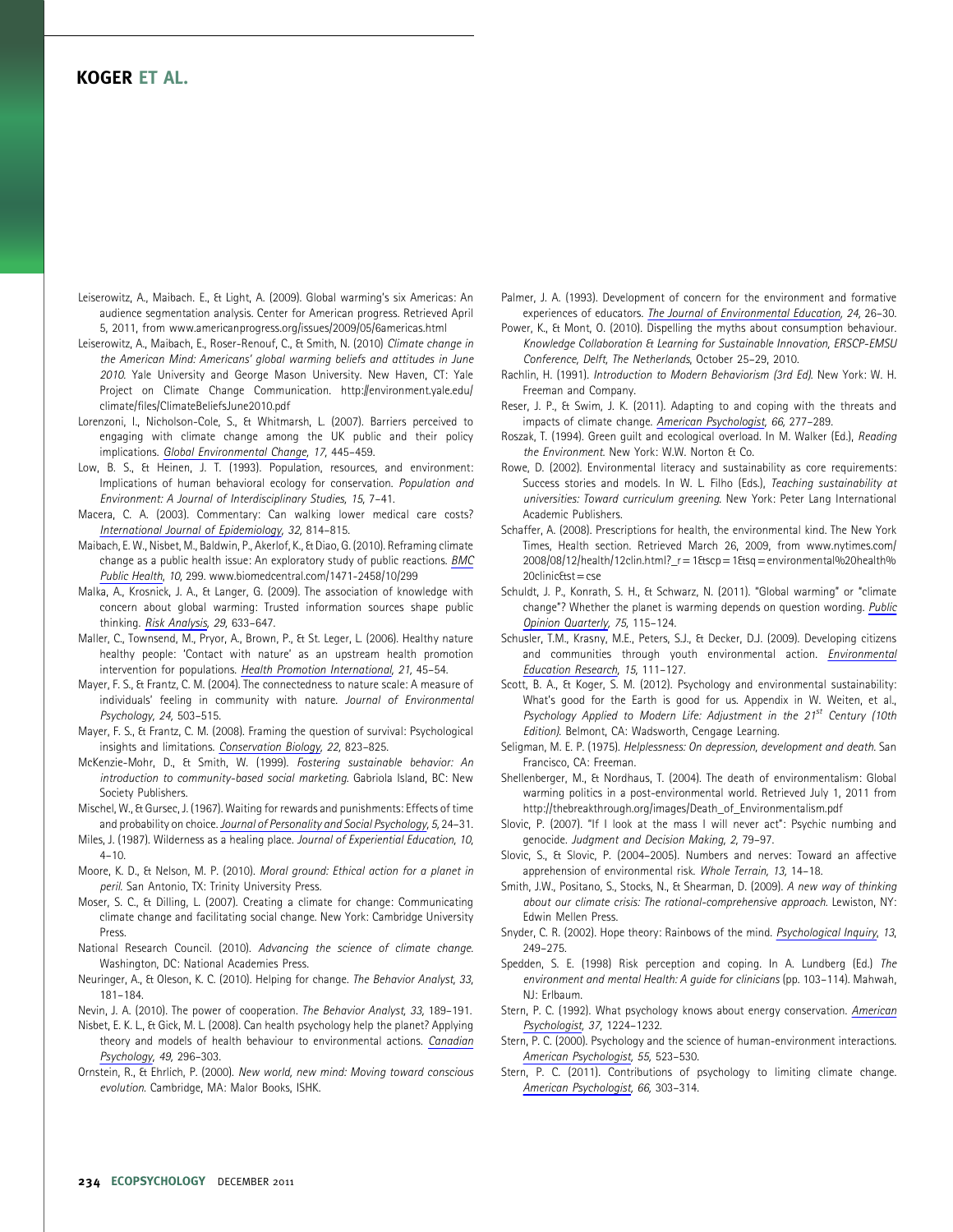Leiserowitz, A., Maibach. E., & Light, A. (2009). Global warming's six Americas: An audience segmentation analysis. Center for American progress. Retrieved April 5, 2011, from www.americanprogress.org/issues/2009/05/6americas.html

Leiserowitz, A., Maibach, E., Roser-Renouf, C., & Smith, N. (2010) *Climate change in the American Mind: Americans' global warming beliefs and attitudes in June 2010*. Yale University and George Mason University. New Haven, CT: Yale Project on Climate Change Communication. http://environment.yale.edu/climate/files/ClimateBeliefsJune2010.pdf

Lorenzoni, I., Nicholson-Cole, S., & Whitmarsh, L. (2007). Barriers perceived to engaging with climate change among the UK public and their policy implications. *Global Environmental Change, 17*, 445–459.

Low, B. S., & Heinen, J. T. (1993). Population, resources, and environment: Implications of human behavioral ecology for conservation. *Population and Environment: A Journal of Interdisciplinary Studies, 15*, 7–41.

Macera, C. A. (2003). Commentary: Can walking lower medical care costs? *International Journal of Epidemiology, 32*, 814–815.

Maibach, E. W., Nisbet, M., Baldwin, P., Akerlof, K., & Diao, G. (2010). Reframing climate change as a public health issue: An exploratory study of public reactions. *BMC Public Health, 10*, 299. www.biomedcentral.com/1471-2458/10/299

Malka, A., Krosnick, J. A., & Langer, G. (2009). The association of knowledge with concern about global warming: Trusted information sources shape public thinking. *Risk Analysis, 29*, 633–647.

Maller, C., Townsend, M., Pryor, A., Brown, P., & St. Leger, L. (2006). Healthy nature healthy people: 'Contact with nature' as an upstream health promotion intervention for populations. *Health Promotion International, 21*, 45–54.

Mayer, F. S., & Frantz, C. M. (2004). The connectedness to nature scale: A measure of individuals' feeling in community with nature. *Journal of Environmental Psychology, 24*, 503–515.

Mayer, F. S., & Frantz, C. M. (2008). Framing the question of survival: Psychological insights and limitations. *Conservation Biology, 22*, 823–825.

McKenzie-Mohr, D., & Smith, W. (1999). *Fostering sustainable behavior: An introduction to community-based social marketing*. Gabriola Island, BC: New Society Publishers.

Mischel, W., & Gursec, J. (1967). Waiting for rewards and punishments: Effects of time and probability on choice. *Journal of Personality and Social Psychology, 5*, 24–31.

Miles, J. (1987). Wilderness as a healing place. *Journal of Experiential Education, 10*, 4–10.

Moore, K. D., & Nelson, M. P. (2010). *Moral ground: Ethical action for a planet in peril*. San Antonio, TX: Trinity University Press.

Moser, S. C., & Dilling, L. (2007). Creating a climate for change: Communicating climate change and facilitating social change. New York: Cambridge University Press.

National Research Council. (2010). *Advancing the science of climate change*. Washington, DC: National Academies Press.

Neuringer, A., & Oleson, K. C. (2010). Helping for change. *The Behavior Analyst, 33*, 181–184.

Nevin, J. A. (2010). The power of cooperation. *The Behavior Analyst, 33*, 189–191.

Nisbet, E. K. L., & Gick, M. L. (2008). Can health psychology help the planet? Applying theory and models of health behaviour to environmental actions. *Canadian Psychology, 49*, 296–303.

Ornstein, R., & Ehrlich, P. (2000). *New world, new mind: Moving toward conscious evolution*. Cambridge, MA: Malor Books, ISHK.

Palmer, J. A. (1993). Development of concern for the environment and formative experiences of educators. *The Journal of Environmental Education, 24*, 26–30.

Power, K., & Mont, O. (2010). Dispelling the myths about consumption behaviour. *Knowledge Collaboration & Learning for Sustainable Innovation, ERSCP-EMSU Conference, Delft, The Netherlands*, October 25–29, 2010.

Rachlin, H. (1991). *Introduction to Modern Behaviorism (3rd Ed)*. New York: W. H. Freeman and Company.

Reser, J. P., & Swim, J. K. (2011). Adapting to and coping with the threats and impacts of climate change. *American Psychologist, 66*, 277–289.

Roszak, T. (1994). Green guilt and ecological overload. In M. Walker (Ed.), *Reading the Environment*. New York: W.W. Norton & Co.

Rowe, D. (2002). Environmental literacy and sustainability as core requirements: Success stories and models. In W. L. Filho (Eds.), *Teaching sustainability at universities: Toward curriculum greening*. New York: Peter Lang International Academic Publishers.

Schaffer, A. (2008). Prescriptions for health, the environmental kind. The New York Times, Health section. Retrieved March 26, 2009, from www.nytimes.com/2008/08/12/health/12clin.html?_r=1&scp=1&sq=environmental%20health%20clinic&st=cse

Schuldt, J. P., Konrath, S. H., & Schwarz, N. (2011). "Global warming" or "climate change"? Whether the planet is warming depends on question wording. *Public Opinion Quarterly, 75*, 115–124.

Schusler, T.M., Krasny, M.E., Peters, S.J., & Decker, D.J. (2009). Developing citizens and communities through youth environmental action. *Environmental Education Research, 15*, 111–127.

Scott, B. A., & Koger, S. M. (2012). Psychology and environmental sustainability: What's good for the Earth is good for us. Appendix in W. Weiten, et al., *Psychology Applied to Modern Life: Adjustment in the 21st Century (10th Edition)*. Belmont, CA: Wadsworth, Cengage Learning.

Seligman, M. E. P. (1975). *Helplessness: On depression, development and death*. San Francisco, CA: Freeman.

Shellenberger, M., & Nordhaus, T. (2004). The death of environmentalism: Global warming politics in a post-environmental world. Retrieved July 1, 2011 from http://thebreakthrough.org/images/Death_of_Environmentalism.pdf

Slovic, P. (2007). "If I look at the mass I will never act": Psychic numbing and genocide. *Judgment and Decision Making, 2*, 79–97.

Slovic, S., & Slovic, P. (2004–2005). Numbers and nerves: Toward an affective apprehension of environmental risk. *Whole Terrain, 13*, 14–18.

Smith, J.W., Positano, S., Stocks, N., & Shearman, D. (2009). *A new way of thinking about our climate crisis: The rational-comprehensive approach*. Lewiston, NY: Edwin Mellen Press.

Snyder, C. R. (2002). Hope theory: Rainbows of the mind. *Psychological Inquiry, 13*, 249–275.

Spedden, S. E. (1998) Risk perception and coping. In A. Lundberg (Ed.) *The environment and mental Health: A guide for clinicians* (pp. 103–114). Mahwah, NJ: Erlbaum.

Stern, P. C. (1992). What psychology knows about energy conservation. *American Psychologist, 37*, 1224–1232.

Stern, P. C. (2000). Psychology and the science of human-environment interactions. *American Psychologist, 55*, 523–530.

Stern, P. C. (2011). Contributions of psychology to limiting climate change. *American Psychologist, 66*, 303–314.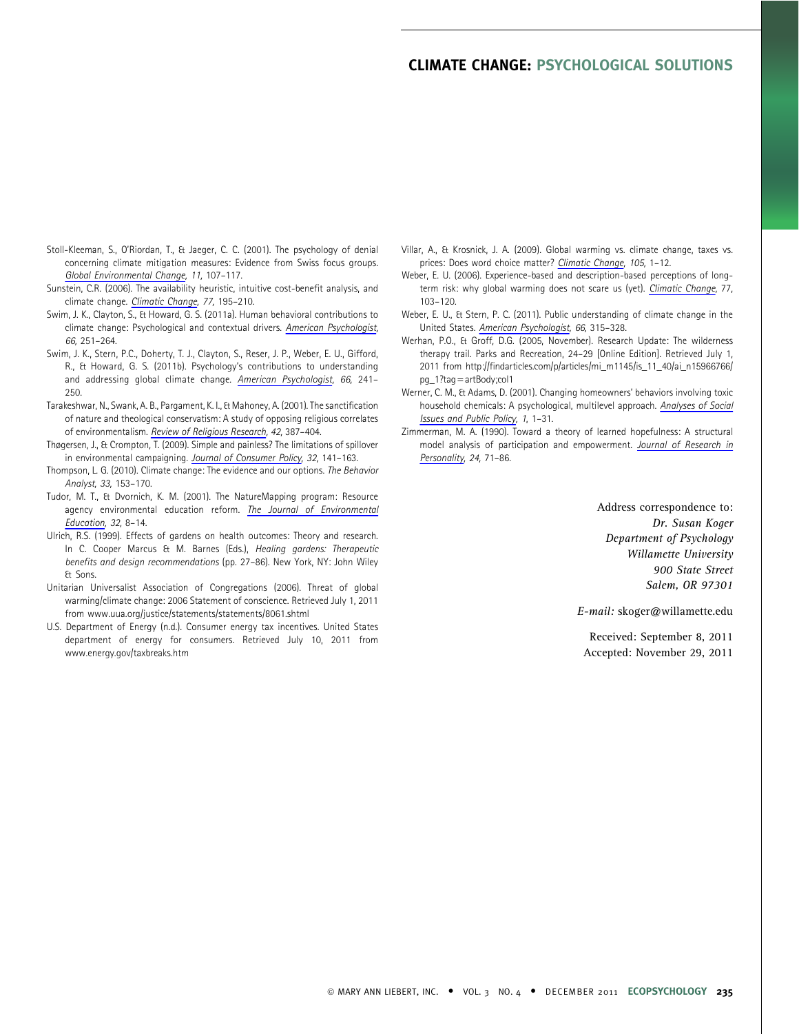Stoll-Kleeman, S., O'Riordan, T., & Jaeger, C. C. (2001). The psychology of denial concerning climate mitigation measures: Evidence from Swiss focus groups. *Global Environmental Change, 11*, 107–117.

Sunstein, C.R. (2006). The availability heuristic, intuitive cost-benefit analysis, and climate change. *Climatic Change, 77*, 195–210.

Swim, J. K., Clayton, S., & Howard, G. S. (2011a). Human behavioral contributions to climate change: Psychological and contextual drivers. *American Psychologist, 66*, 251–264.

Swim, J. K., Stern, P.C., Doherty, T. J., Clayton, S., Reser, J. P., Weber, E. U., Gifford, R., & Howard, G. S. (2011b). Psychology's contributions to understanding and addressing global climate change. *American Psychologist, 66*, 241–250.

Tarakeshwar, N., Swank, A. B., Pargament, K. I., & Mahoney, A. (2001). The sanctification of nature and theological conservatism: A study of opposing religious correlates of environmentalism. *Review of Religious Research, 42*, 387–404.

Thøgersen, J., & Crompton, T. (2009). Simple and painless? The limitations of spillover in environmental campaigning. *Journal of Consumer Policy, 32*, 141–163.

Thompson, L. G. (2010). Climate change: The evidence and our options. *The Behavior Analyst, 33*, 153–170.

Tudor, M. T., & Dvornich, K. M. (2001). The NatureMapping program: Resource agency environmental education reform. *The Journal of Environmental Education, 32*, 8–14.

Ulrich, R.S. (1999). Effects of gardens on health outcomes: Theory and research. In C. Cooper Marcus & M. Barnes (Eds.), *Healing gardens: Therapeutic benefits and design recommendations* (pp. 27–86). New York, NY: John Wiley & Sons.

Unitarian Universalist Association of Congregations (2006). Threat of global warming/climate change: 2006 Statement of conscience. Retrieved July 1, 2011 from www.uua.org/justice/statements/statements/8061.shtml

U.S. Department of Energy (n.d.). Consumer energy tax incentives. United States department of energy for consumers. Retrieved July 10, 2011 from www.energy.gov/taxbreaks.htm

Villar, A., & Krosnick, J. A. (2009). Global warming vs. climate change, taxes vs. prices: Does word choice matter? *Climatic Change, 105*, 1–12.

Weber, E. U. (2006). Experience-based and description-based perceptions of long-term risk: why global warming does not scare us (yet). *Climatic Change, 77*, 103–120.

Weber, E. U., & Stern, P. C. (2011). Public understanding of climate change in the United States. *American Psychologist, 66*, 315–328.

Werhan, P.O., & Groff, D.G. (2005, November). Research Update: The wilderness therapy trail. Parks and Recreation, 24–29 [Online Edition]. Retrieved July 1, 2011 from http://findarticles.com/p/articles/mi_m1145/is_11_40/ai_n15966766/pg_1?tag=artBody;col1

Werner, C. M., & Adams, D. (2001). Changing homeowners' behaviors involving toxic household chemicals: A psychological, multilevel approach. *Analyses of Social Issues and Public Policy, 1*, 1–31.

Zimmerman, M. A. (1990). Toward a theory of learned hopefulness: A structural model analysis of participation and empowerment. *Journal of Research in Personality, 24*, 71–86.

Address correspondence to:
*Dr. Susan Koger*
*Department of Psychology*
*Willamette University*
*900 State Street*
*Salem, OR 97301*

*E-mail:* skoger@willamette.edu

Received: September 8, 2011
Accepted: November 29, 2011